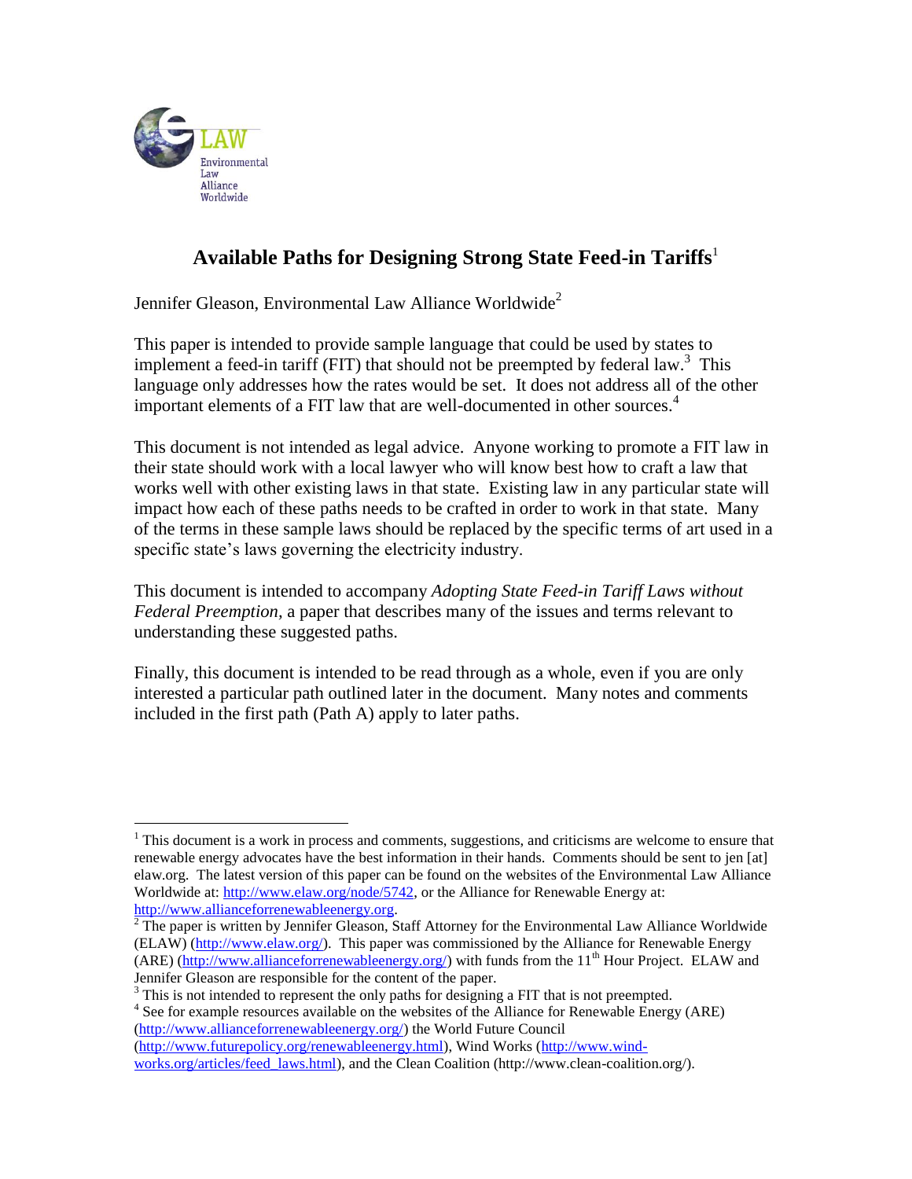LAW
Environmental Law Alliance Worldwide

# Available Paths for Designing Strong State Feed-in Tariffs[1]

Jennifer Gleason, Environmental Law Alliance Worldwide[2]

This paper is intended to provide sample language that could be used by states to implement a feed-in tariff (FIT) that should not be preempted by federal law.[3] This language only addresses how the rates would be set. It does not address all of the other important elements of a FIT law that are well-documented in other sources.[4]

This document is not intended as legal advice. Anyone working to promote a FIT law in their state should work with a local lawyer who will know best how to craft a law that works well with other existing laws in that state. Existing law in any particular state will impact how each of these paths needs to be crafted in order to work in that state. Many of the terms in these sample laws should be replaced by the specific terms of art used in a specific state's laws governing the electricity industry.

This document is intended to accompany *Adopting State Feed-in Tariff Laws without Federal Preemption*, a paper that describes many of the issues and terms relevant to understanding these suggested paths.

Finally, this document is intended to be read through as a whole, even if you are only interested a particular path outlined later in the document. Many notes and comments included in the first path (Path A) apply to later paths.

---

[1] This document is a work in process and comments, suggestions, and criticisms are welcome to ensure that renewable energy advocates have the best information in their hands. Comments should be sent to jen [at] elaw.org. The latest version of this paper can be found on the websites of the Environmental Law Alliance Worldwide at: http://www.elaw.org/node/5742, or the Alliance for Renewable Energy at: http://www.allianceforrenewableenergy.org.

[2] The paper is written by Jennifer Gleason, Staff Attorney for the Environmental Law Alliance Worldwide (ELAW) (http://www.elaw.org/). This paper was commissioned by the Alliance for Renewable Energy (ARE) (http://www.allianceforrenewableenergy.org/) with funds from the 11th Hour Project. ELAW and Jennifer Gleason are responsible for the content of the paper.

[3] This is not intended to represent the only paths for designing a FIT that is not preempted.

[4] See for example resources available on the websites of the Alliance for Renewable Energy (ARE) (http://www.allianceforrenewableenergy.org/) the World Future Council (http://www.futurepolicy.org/renewableenergy.html), Wind Works (http://www.wind-works.org/articles/feed_laws.html), and the Clean Coalition (http://www.clean-coalition.org/).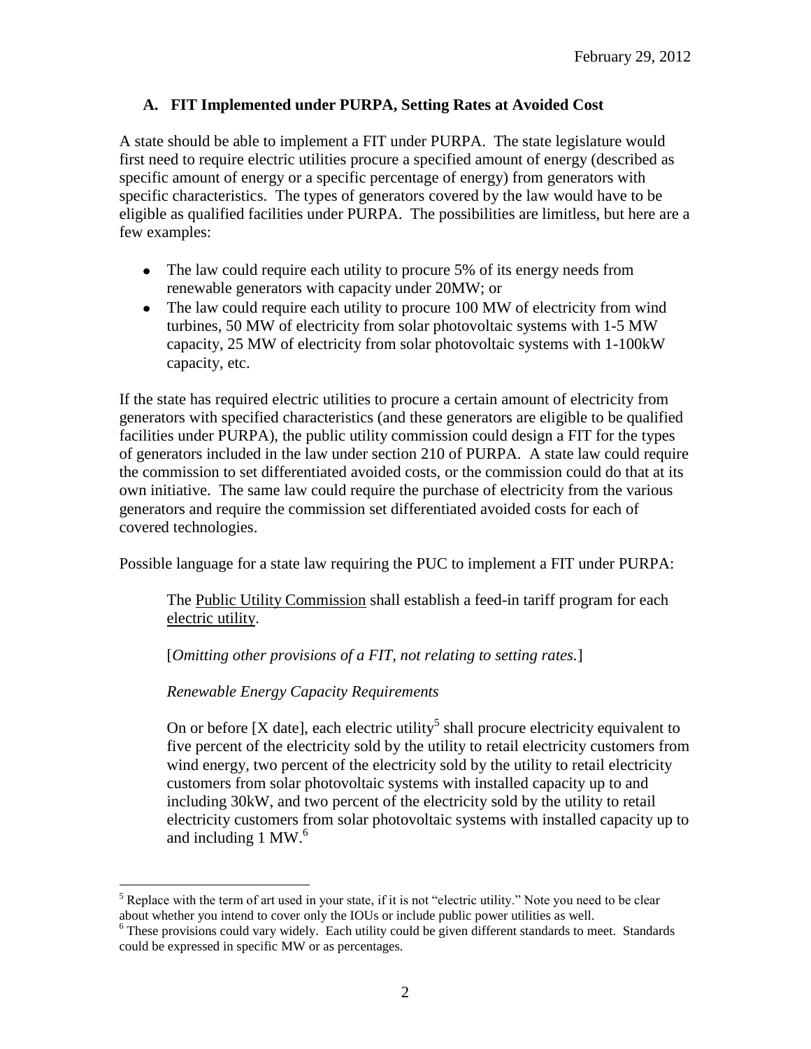### A. FIT Implemented under PURPA, Setting Rates at Avoided Cost

A state should be able to implement a FIT under PURPA. The state legislature would first need to require electric utilities procure a specified amount of energy (described as specific amount of energy or a specific percentage of energy) from generators with specific characteristics. The types of generators covered by the law would have to be eligible as qualified facilities under PURPA. The possibilities are limitless, but here are a few examples:

- The law could require each utility to procure 5% of its energy needs from renewable generators with capacity under 20MW; or
- The law could require each utility to procure 100 MW of electricity from wind turbines, 50 MW of electricity from solar photovoltaic systems with 1-5 MW capacity, 25 MW of electricity from solar photovoltaic systems with 1-100kW capacity, etc.

If the state has required electric utilities to procure a certain amount of electricity from generators with specified characteristics (and these generators are eligible to be qualified facilities under PURPA), the public utility commission could design a FIT for the types of generators included in the law under section 210 of PURPA. A state law could require the commission to set differentiated avoided costs, or the commission could do that at its own initiative. The same law could require the purchase of electricity from the various generators and require the commission set differentiated avoided costs for each of covered technologies.

Possible language for a state law requiring the PUC to implement a FIT under PURPA:

> The <u>Public Utility Commission</u> shall establish a feed-in tariff program for each <u>electric utility</u>.
>
> [*Omitting other provisions of a FIT, not relating to setting rates.*]
>
> *Renewable Energy Capacity Requirements*
>
> On or before [X date], each electric utility[5] shall procure electricity equivalent to five percent of the electricity sold by the utility to retail electricity customers from wind energy, two percent of the electricity sold by the utility to retail electricity customers from solar photovoltaic systems with installed capacity up to and including 30kW, and two percent of the electricity sold by the utility to retail electricity customers from solar photovoltaic systems with installed capacity up to and including 1 MW.[6]

---

[5] Replace with the term of art used in your state, if it is not "electric utility." Note you need to be clear about whether you intend to cover only the IOUs or include public power utilities as well.

[6] These provisions could vary widely. Each utility could be given different standards to meet. Standards could be expressed in specific MW or as percentages.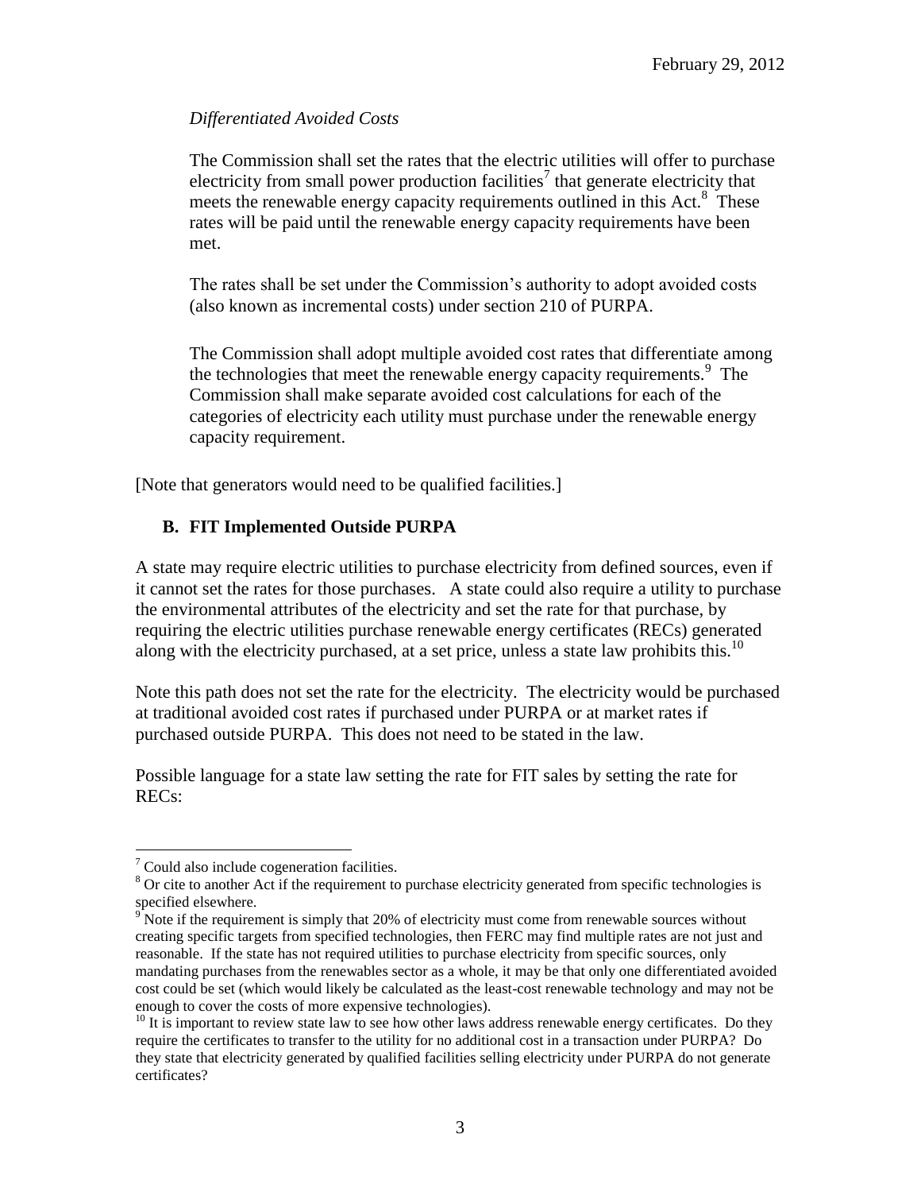*Differentiated Avoided Costs*

The Commission shall set the rates that the electric utilities will offer to purchase electricity from small power production facilities[7] that generate electricity that meets the renewable energy capacity requirements outlined in this Act.[8] These rates will be paid until the renewable energy capacity requirements have been met.

The rates shall be set under the Commission's authority to adopt avoided costs (also known as incremental costs) under section 210 of PURPA.

The Commission shall adopt multiple avoided cost rates that differentiate among the technologies that meet the renewable energy capacity requirements.[9] The Commission shall make separate avoided cost calculations for each of the categories of electricity each utility must purchase under the renewable energy capacity requirement.

[Note that generators would need to be qualified facilities.]

## B. FIT Implemented Outside PURPA

A state may require electric utilities to purchase electricity from defined sources, even if it cannot set the rates for those purchases. A state could also require a utility to purchase the environmental attributes of the electricity and set the rate for that purchase, by requiring the electric utilities purchase renewable energy certificates (RECs) generated along with the electricity purchased, at a set price, unless a state law prohibits this.[10]

Note this path does not set the rate for the electricity. The electricity would be purchased at traditional avoided cost rates if purchased under PURPA or at market rates if purchased outside PURPA. This does not need to be stated in the law.

Possible language for a state law setting the rate for FIT sales by setting the rate for RECs:

---

[7] Could also include cogeneration facilities.

[8] Or cite to another Act if the requirement to purchase electricity generated from specific technologies is specified elsewhere.

[9] Note if the requirement is simply that 20% of electricity must come from renewable sources without creating specific targets from specified technologies, then FERC may find multiple rates are not just and reasonable. If the state has not required utilities to purchase electricity from specific sources, only mandating purchases from the renewables sector as a whole, it may be that only one differentiated avoided cost could be set (which would likely be calculated as the least-cost renewable technology and may not be enough to cover the costs of more expensive technologies).

[10] It is important to review state law to see how other laws address renewable energy certificates. Do they require the certificates to transfer to the utility for no additional cost in a transaction under PURPA? Do they state that electricity generated by qualified facilities selling electricity under PURPA do not generate certificates?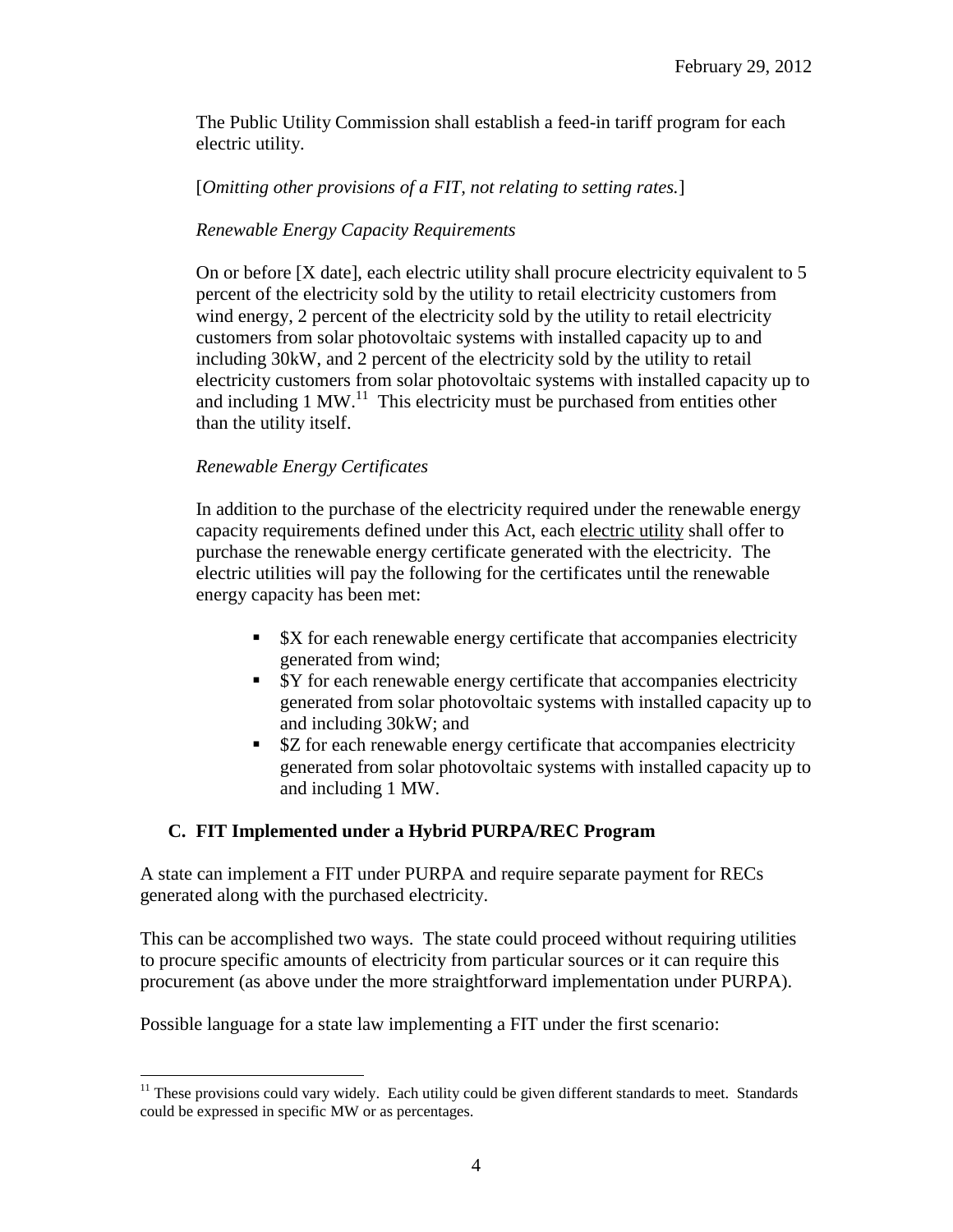The Public Utility Commission shall establish a feed-in tariff program for each electric utility.

[*Omitting other provisions of a FIT, not relating to setting rates.*]

*Renewable Energy Capacity Requirements*

On or before [X date], each electric utility shall procure electricity equivalent to 5 percent of the electricity sold by the utility to retail electricity customers from wind energy, 2 percent of the electricity sold by the utility to retail electricity customers from solar photovoltaic systems with installed capacity up to and including 30kW, and 2 percent of the electricity sold by the utility to retail electricity customers from solar photovoltaic systems with installed capacity up to and including 1 MW.[11] This electricity must be purchased from entities other than the utility itself.

*Renewable Energy Certificates*

In addition to the purchase of the electricity required under the renewable energy capacity requirements defined under this Act, each electric utility shall offer to purchase the renewable energy certificate generated with the electricity. The electric utilities will pay the following for the certificates until the renewable energy capacity has been met:

- $X for each renewable energy certificate that accompanies electricity generated from wind;
- $Y for each renewable energy certificate that accompanies electricity generated from solar photovoltaic systems with installed capacity up to and including 30kW; and
- $Z for each renewable energy certificate that accompanies electricity generated from solar photovoltaic systems with installed capacity up to and including 1 MW.

## C. FIT Implemented under a Hybrid PURPA/REC Program

A state can implement a FIT under PURPA and require separate payment for RECs generated along with the purchased electricity.

This can be accomplished two ways. The state could proceed without requiring utilities to procure specific amounts of electricity from particular sources or it can require this procurement (as above under the more straightforward implementation under PURPA).

Possible language for a state law implementing a FIT under the first scenario:

---

[11] These provisions could vary widely. Each utility could be given different standards to meet. Standards could be expressed in specific MW or as percentages.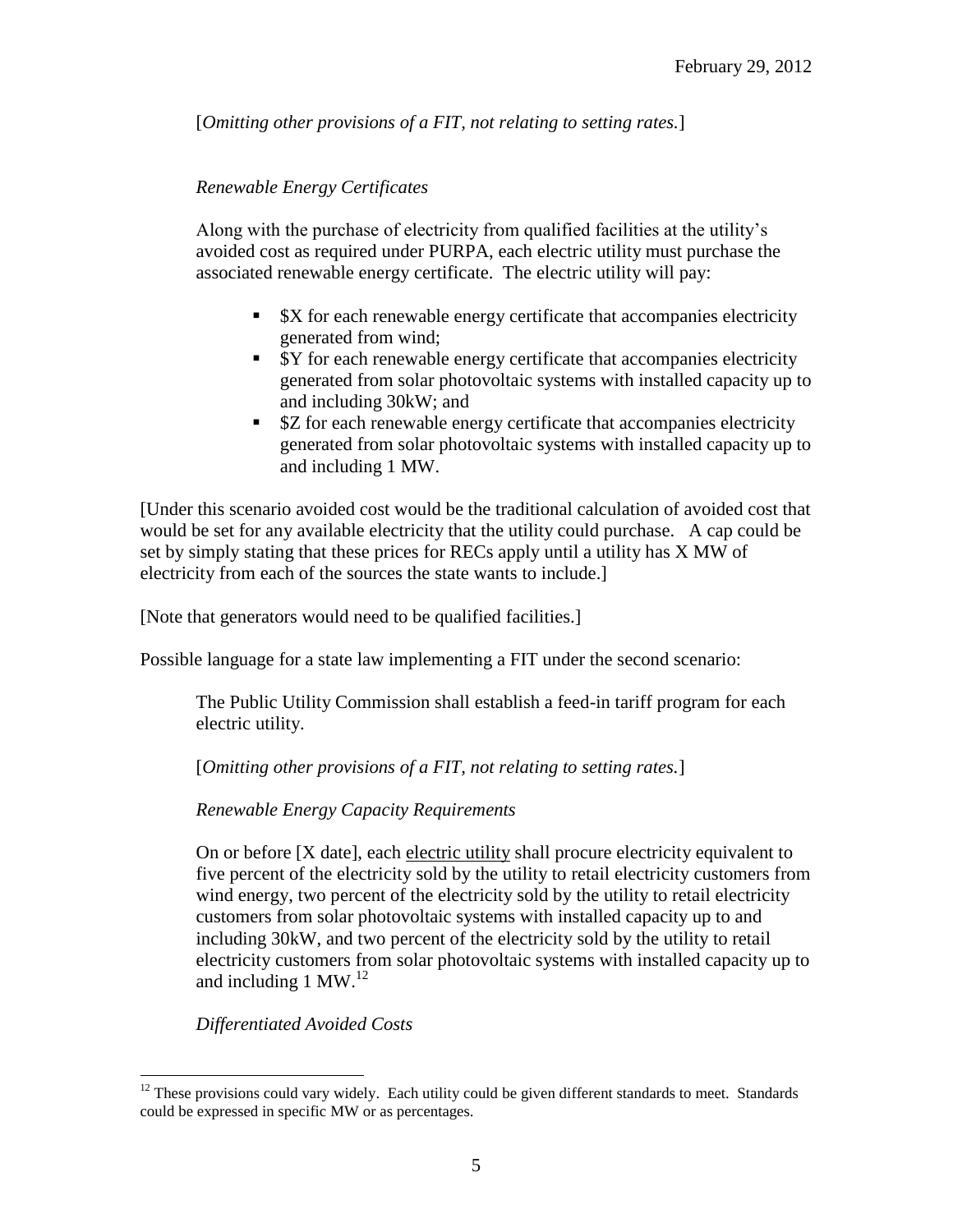[*Omitting other provisions of a FIT, not relating to setting rates.*]

*Renewable Energy Certificates*

Along with the purchase of electricity from qualified facilities at the utility's avoided cost as required under PURPA, each electric utility must purchase the associated renewable energy certificate. The electric utility will pay:

- $X for each renewable energy certificate that accompanies electricity generated from wind;
- $Y for each renewable energy certificate that accompanies electricity generated from solar photovoltaic systems with installed capacity up to and including 30kW; and
- $Z for each renewable energy certificate that accompanies electricity generated from solar photovoltaic systems with installed capacity up to and including 1 MW.

[Under this scenario avoided cost would be the traditional calculation of avoided cost that would be set for any available electricity that the utility could purchase. A cap could be set by simply stating that these prices for RECs apply until a utility has X MW of electricity from each of the sources the state wants to include.]

[Note that generators would need to be qualified facilities.]

Possible language for a state law implementing a FIT under the second scenario:

The Public Utility Commission shall establish a feed-in tariff program for each electric utility.

[*Omitting other provisions of a FIT, not relating to setting rates.*]

*Renewable Energy Capacity Requirements*

On or before [X date], each electric utility shall procure electricity equivalent to five percent of the electricity sold by the utility to retail electricity customers from wind energy, two percent of the electricity sold by the utility to retail electricity customers from solar photovoltaic systems with installed capacity up to and including 30kW, and two percent of the electricity sold by the utility to retail electricity customers from solar photovoltaic systems with installed capacity up to and including 1 MW.[12]

*Differentiated Avoided Costs*

[12] These provisions could vary widely. Each utility could be given different standards to meet. Standards could be expressed in specific MW or as percentages.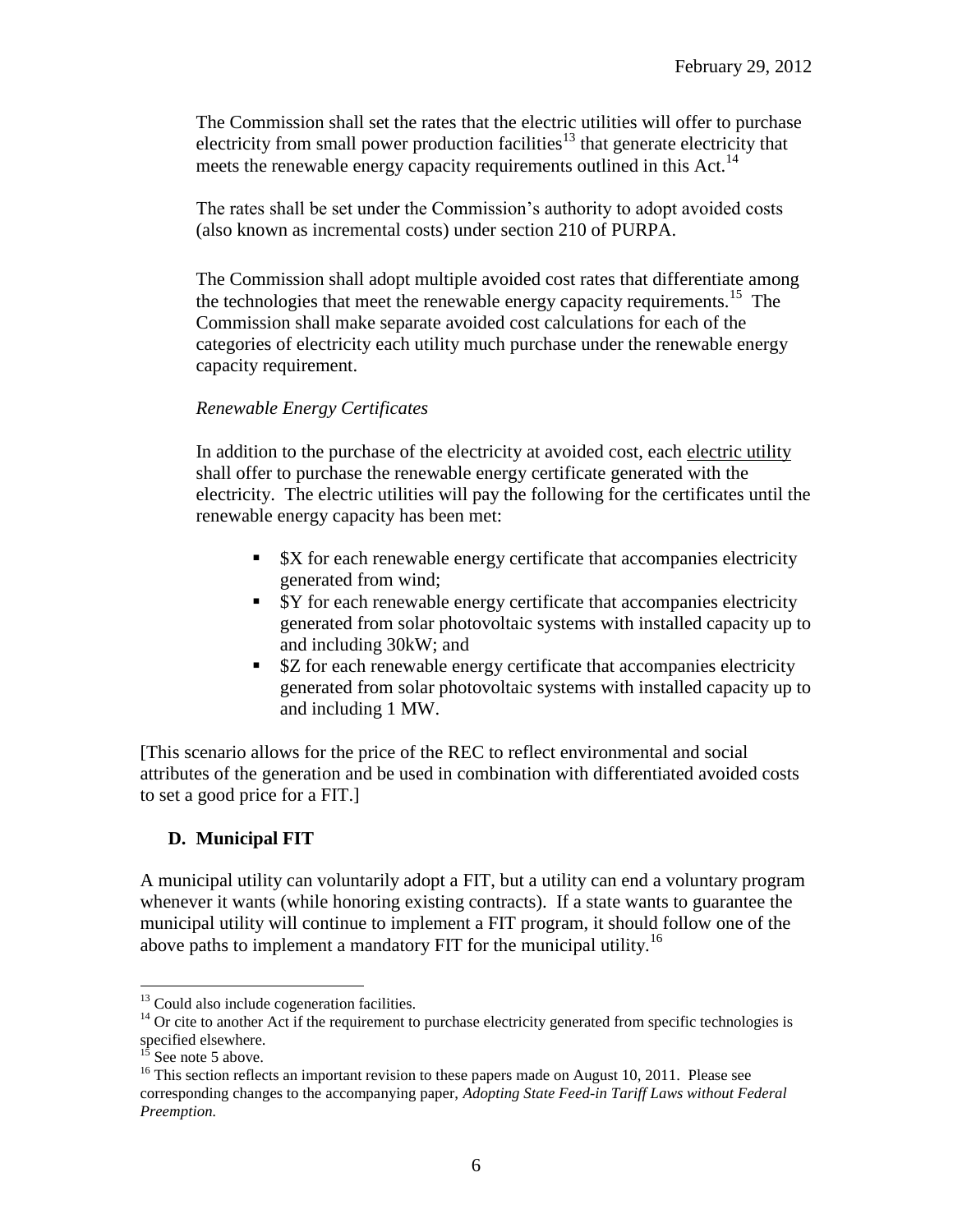The Commission shall set the rates that the electric utilities will offer to purchase electricity from small power production facilities[13] that generate electricity that meets the renewable energy capacity requirements outlined in this Act.[14]

The rates shall be set under the Commission's authority to adopt avoided costs (also known as incremental costs) under section 210 of PURPA.

The Commission shall adopt multiple avoided cost rates that differentiate among the technologies that meet the renewable energy capacity requirements.[15] The Commission shall make separate avoided cost calculations for each of the categories of electricity each utility much purchase under the renewable energy capacity requirement.

*Renewable Energy Certificates*

In addition to the purchase of the electricity at avoided cost, each electric utility shall offer to purchase the renewable energy certificate generated with the electricity. The electric utilities will pay the following for the certificates until the renewable energy capacity has been met:

- $X for each renewable energy certificate that accompanies electricity generated from wind;
- $Y for each renewable energy certificate that accompanies electricity generated from solar photovoltaic systems with installed capacity up to and including 30kW; and
- $Z for each renewable energy certificate that accompanies electricity generated from solar photovoltaic systems with installed capacity up to and including 1 MW.

[This scenario allows for the price of the REC to reflect environmental and social attributes of the generation and be used in combination with differentiated avoided costs to set a good price for a FIT.]

## D. Municipal FIT

A municipal utility can voluntarily adopt a FIT, but a utility can end a voluntary program whenever it wants (while honoring existing contracts). If a state wants to guarantee the municipal utility will continue to implement a FIT program, it should follow one of the above paths to implement a mandatory FIT for the municipal utility.[16]

---

[13] Could also include cogeneration facilities.

[14] Or cite to another Act if the requirement to purchase electricity generated from specific technologies is specified elsewhere.

[15] See note 5 above.

[16] This section reflects an important revision to these papers made on August 10, 2011. Please see corresponding changes to the accompanying paper, *Adopting State Feed-in Tariff Laws without Federal Preemption.*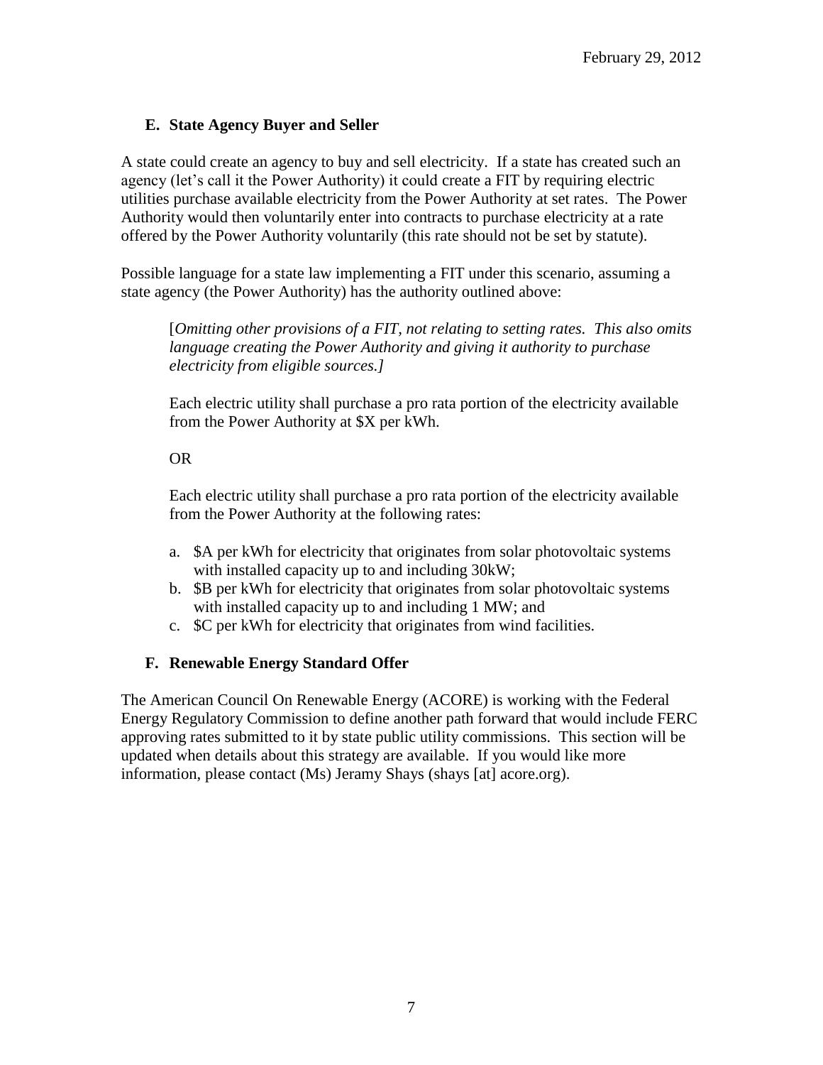February 29, 2012

### E. State Agency Buyer and Seller

A state could create an agency to buy and sell electricity. If a state has created such an agency (let's call it the Power Authority) it could create a FIT by requiring electric utilities purchase available electricity from the Power Authority at set rates. The Power Authority would then voluntarily enter into contracts to purchase electricity at a rate offered by the Power Authority voluntarily (this rate should not be set by statute).

Possible language for a state law implementing a FIT under this scenario, assuming a state agency (the Power Authority) has the authority outlined above:

> [*Omitting other provisions of a FIT, not relating to setting rates. This also omits language creating the Power Authority and giving it authority to purchase electricity from eligible sources.]*
>
> Each electric utility shall purchase a pro rata portion of the electricity available from the Power Authority at $X per kWh.
>
> OR
>
> Each electric utility shall purchase a pro rata portion of the electricity available from the Power Authority at the following rates:
>
> a. $A per kWh for electricity that originates from solar photovoltaic systems with installed capacity up to and including 30kW;
> b. $B per kWh for electricity that originates from solar photovoltaic systems with installed capacity up to and including 1 MW; and
> c. $C per kWh for electricity that originates from wind facilities.

### F. Renewable Energy Standard Offer

The American Council On Renewable Energy (ACORE) is working with the Federal Energy Regulatory Commission to define another path forward that would include FERC approving rates submitted to it by state public utility commissions. This section will be updated when details about this strategy are available. If you would like more information, please contact (Ms) Jeramy Shays (shays [at] acore.org).